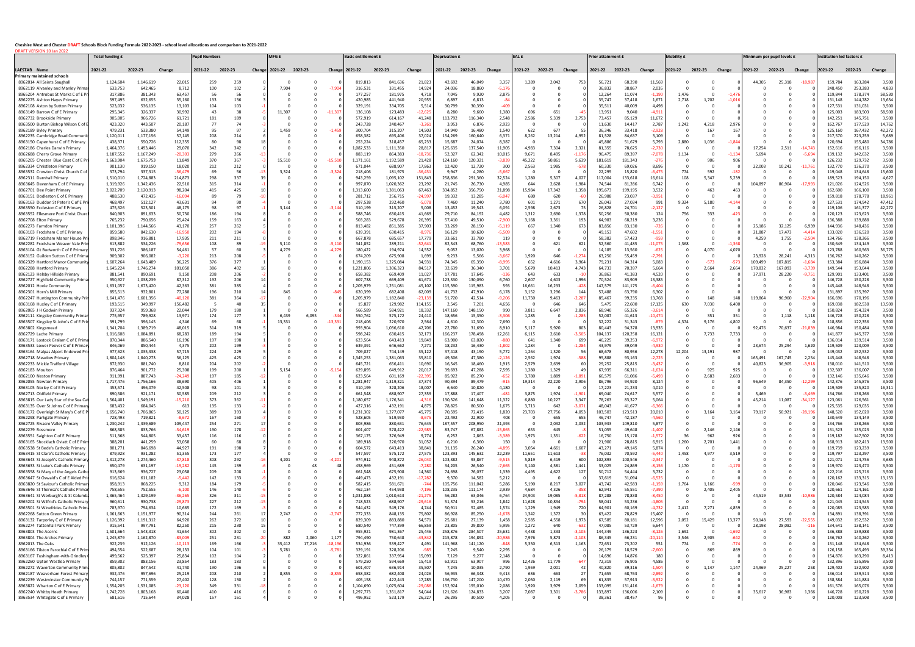**Cheshire West and Chester DRAFT Schools Block Funding Formula 2022-2023 - school level allocations and comparison to 2021-2022**

DRAFT VERSION 10 Jan 2022

| LAESTAB | Name | Total funding £ | | | Pupil Numbers | | | MFG £ | | | Basic entitlement £ | | | Deprivation £ | | | EAL £ | | | Prior attainment £ | | | Mobility £ | | | Minimum per pupil levels £ | | | Institution led factors £ | | |
|---|---|---|---|---|---|---|---|---|---|---|---|---|---|---|---|---|---|---|---|---|---|---|---|---|---|---|---|---|---|---|---|
| | | 2021-22 | 2022-23 | Change | 2021-22 | 2022-23 | Change | 2021-22 | 2022-23 | Change | 2021-22 | 2022-23 | Change | 2021-22 | 2022-23 | Change | 2021-22 | 2022-23 | Change | 2021-22 | 2022-23 | Change | 2021-22 | 2022-23 | Change | 2021-22 | 2022-23 | Change | 2021-22 | 2022-23 | Change |
| **Primary maintained schools** | | | | | | | | | | | | | | | | | | | | | | | | | | | | | | | |
| 8962014 | All Saints Saughall | 1,124,604 | 1,146,619 | 22,015 | 259 | 259 | 0 | 0 | 0 | 0 | 819,813 | 841,636 | 21,823 | 42,692 | 46,049 | 3,357 | 1,289 | 2,042 | 753 | 56,721 | 68,290 | 11,569 | 0 | 0 | 0 | 44,305 | 25,318 | -18,987 | 159,784 | 163,284 | 3,500 |
| 8962119 | Alvanley and Manley Primary | 633,753 | 642,465 | 8,712 | 100 | 102 | 2 | 7,904 | 0 | -7,904 | 316,531 | 331,455 | 14,924 | 24,036 | 18,860 | -5,176 | 0 | 0 | 0 | 36,832 | 38,867 | 2,035 | 0 | 0 | 0 | 0 | 0 | 0 | 248,450 | 253,283 | 4,833 |
| 8965204 | Antrobus St Marks C of E Pr | 317,886 | 381,343 | 63,457 | 56 | 56 | 0 | 0 | 0 | 0 | 177,257 | 181,975 | 4,718 | 7,045 | 9,920 | 2,875 | 0 | 0 | 0 | 12,264 | 11,074 | -1,190 | 1,476 | 0 | -1,476 | 0 | 0 | 0 | 119,844 | 178,374 | 58,530 |
| 8962275 | Ashton Hayes Primary | 597,495 | 632,655 | 35,160 | 133 | 136 | 3 | 0 | 0 | 0 | 420,985 | 441,940 | 20,955 | 6,897 | 6,813 | -84 | 0 | 0 | 0 | 35,747 | 37,418 | 1,671 | 2,718 | 1,702 | -1,016 | 0 | 0 | 0 | 131,148 | 144,782 | 13,634 |
| 8963500 | Burton Bishop Wilson C of E | 423,320 | 443,507 | 20,187 | 77 | 74 | -3 | 0 | 0 | 0 | 243,728 | 240,467 | -3,261 | 3,953 | 6,876 | 2,923 | 0 | 0 | 0 | 11,630 | 14,417 | 2,787 | 1,242 | 4,218 | 2,976 | 0 | 0 | 0 | 162,767 | 177,529 | 14,762 |
| 8962189 | Byley Primary | 479,231 | 533,380 | 54,149 | 95 | 97 | 2 | 1,459 | 0 | -1,459 | 300,704 | 315,207 | 14,503 | 14,940 | 16,480 | 1,540 | 622 | 677 | 55 | 36,346 | 33,418 | -2,928 | 0 | 167 | 167 | 0 | 0 | 0 | 125,160 | 167,432 | 42,272 |
| 8962235 | Cambridge Road Communit | 1,120,011 | 1,177,156 | 57,145 | 208 | 214 | 6 | 0 | 0 | 0 | 658,382 | 695,406 | 37,024 | 154,269 | 160,640 | 6,371 | 8,262 | 13,214 | 4,952 | 81,528 | 84,637 | 3,109 | 0 | 0 | 0 | 0 | 0 | 0 | 217,570 | 223,259 | 5,689 |
| 8963150 | Capenhurst C of E Primary | 438,371 | 550,726 | 112,355 | 80 | 98 | 18 | 0 | 0 | 0 | 253,224 | 318,457 | 65,233 | 15,687 | 24,074 | 8,387 | 0 | 0 | 0 | 45,886 | 51,679 | 5,793 | 2,880 | 1,036 | -1,844 | 0 | 0 | 0 | 120,694 | 155,480 | 34,786 |
| 8962186 | Charles Darwin Primary | 1,464,376 | 1,493,446 | 29,070 | 342 | 342 | 0 | 0 | 0 | 0 | 1,082,533 | 1,111,350 | 28,817 | 125,635 | 137,540 | 11,905 | 4,983 | 7,304 | 2,321 | 81,355 | 78,625 | -2,730 | 0 | 0 | 0 | 17,254 | 2,511 | -14,743 | 152,616 | 156,116 | 3,500 |
| 8962688 | Cherry Grove Primary | 1,187,552 | 1,167,249 | -20,303 | 279 | 266 | -13 | 0 | 0 | 0 | 883,119 | 864,383 | -18,736 | 52,327 | 62,342 | 10,015 | 9,671 | 8,495 | -1,176 | 96,475 | 89,397 | -7,078 | 1,134 | 0 | -1,134 | 5,694 | 0 | -5,694 | 139,132 | 142,632 | 3,500 |
| 8965205 | Chester Blue Coat C of E Pr | 1,663,904 | 1,675,753 | 11,849 | 370 | 367 | -3 | 15,510 | 0 | -15,510 | 1,171,161 | 1,192,589 | 21,428 | 124,160 | 120,321 | -3,839 | 45,222 | 50,861 | 5,639 | 181,619 | 181,343 | -276 | 0 | 906 | 906 | 0 | 0 | 0 | 126,232 | 129,732 | 3,500 |
| 8962334 | Christleton Primary | 901,130 | 919,150 | 18,020 | 212 | 212 | 0 | 0 | 0 | 0 | 671,044 | 688,907 | 17,863 | 12,420 | 12,720 | 300 | 2,563 | 1,985 | -578 | 60,330 | 69,026 | 8,696 | 0 | 0 | 0 | 22,003 | 10,242 | -11,761 | 132,770 | 136,270 | 3,500 |
| 8963532 | Crowton Christ Church C of | 373,794 | 337,315 | -36,479 | 69 | 56 | -13 | 3,324 | 0 | -3,324 | 218,406 | 181,975 | -36,431 | 9,947 | 4,280 | -5,667 | 0 | 0 | 0 | 22,295 | 15,820 | -6,475 | 774 | 592 | -182 | 0 | 0 | 0 | 119,048 | 134,648 | 15,600 |
| 8962311 | Darnhall Primary | 1,510,010 | 1,724,883 | 214,873 | 298 | 337 | 39 | 0 | 0 | 0 | 943,259 | 1,095,102 | 151,843 | 258,836 | 291,360 | 32,524 | 1,280 | 5,307 | 4,027 | 117,004 | 133,618 | 16,614 | 108 | 5,347 | 5,239 | 0 | 0 | 0 | 189,523 | 194,150 | 4,627 |
| 8963645 | Davenham C of E Primary | 1,319,926 | 1,342,436 | 22,510 | 315 | 314 | -1 | 0 | 0 | 0 | 997,070 | 1,020,362 | 23,292 | 21,745 | 26,730 | 4,985 | 644 | 2,628 | 1,984 | 74,544 | 81,286 | 6,742 | 0 | 0 | 0 | 104,897 | 86,904 | -17,993 | 121,026 | 124,526 | 3,500 |
| 8962701 | Dee Point Primary | 2,022,709 | 2,120,913 | 98,204 | 415 | 425 | 10 | 0 | 0 | 0 | 1,313,600 | 1,381,063 | 67,463 | 334,852 | 356,750 | 21,898 | 15,984 | 17,342 | 1,358 | 195,673 | 199,195 | 3,522 | 0 | 463 | 463 | 0 | 0 | 0 | 162,600 | 166,100 | 3,500 |
| 8963151 | Dodleston C of E Primary | 488,530 | 472,435 | -16,094 | 89 | 79 | -10 | 0 | 0 | 0 | 281,712 | 256,715 | -24,997 | 19,332 | 13,285 | -6,047 | 680 | 620 | -60 | 26,988 | 23,037 | -3,951 | 0 | 0 | 0 | 0 | 0 | 0 | 159,818 | 178,778 | 18,961 |
| 8963163 | Duddon St Peter's C of E Pr | 468,497 | 512,127 | 43,631 | 94 | 90 | -4 | 0 | 0 | 0 | 297,538 | 292,460 | -5,078 | 7,460 | 11,240 | 3,780 | 601 | 1,271 | 670 | 26,043 | 27,034 | 991 | 9,324 | 5,180 | -4,144 | 0 | 0 | 0 | 127,531 | 174,942 | 47,412 |
| 8963550 | Eccleston C of E Primary | 475,326 | 523,501 | 48,175 | 98 | 97 | -1 | 3,144 | 0 | -3,144 | 310,199 | 315,207 | 5,008 | 13,452 | 19,543 | 6,091 | 2,598 | 2,673 | 75 | 26,828 | 24,701 | -2,127 | 0 | 0 | 0 | 0 | 0 | 0 | 119,106 | 161,377 | 42,272 |
| 8963552 | Ellesmere Port Christ Churc | 840,903 | 891,633 | 50,730 | 186 | 194 | 8 | 0 | 0 | 0 | 588,746 | 630,415 | 41,669 | 79,710 | 84,192 | 4,482 | 1,312 | 2,690 | 1,378 | 50,256 | 50,380 | 124 | 756 | 333 | -423 | 0 | 0 | 0 | 120,123 | 123,623 | 3,500 |
| 8962708 | Elton Primary | 765,232 | 790,656 | 25,424 | 159 | 163 | 4 | 0 | 0 | 0 | 503,283 | 529,678 | 26,395 | 57,410 | 49,510 | -7,900 | 3,168 | 3,361 | 193 | 64,983 | 68,219 | 3,236 | 0 | 0 | 0 | 0 | 0 | 0 | 136,388 | 139,888 | 3,500 |
| 8962273 | Farndon Primary | 1,101,396 | 1,144,566 | 43,170 | 257 | 262 | 5 | 0 | 0 | 0 | 813,482 | 851,385 | 37,903 | 33,269 | 28,150 | -5,119 | 667 | 1,340 | 673 | 83,856 | 83,130 | -726 | 0 | 0 | 0 | 25,186 | 32,125 | 6,939 | 144,936 | 148,436 | 3,500 |
| 8963103 | Frodsham C of E Primary | 859,580 | 842,630 | -16,950 | 202 | 194 | -8 | 0 | 0 | 0 | 639,391 | 630,415 | -8,976 | 16,129 | 10,620 | -5,509 | 0 | 0 | 0 | 49,153 | 47,602 | -1,551 | 0 | 0 | 0 | 21,887 | 17,473 | -4,414 | 133,020 | 136,520 | 3,500 |
| 8962719 | Frodsham Manor House Pri | 898,946 | 916,881 | 17,935 | 211 | 211 | 0 | 0 | 0 | 0 | 667,878 | 685,657 | 17,779 | 33,661 | 33,780 | 119 | 0 | 0 | 0 | 58,382 | 57,423 | -959 | 0 | 0 | 0 | 4,259 | 1,755 | -2,504 | 134,766 | 138,266 | 3,500 |
| 8962282 | Frodsham Weaver Vale Prim | 613,882 | 534,226 | -79,656 | 108 | 89 | -19 | 5,110 | 0 | -5,110 | 341,852 | 289,211 | -52,641 | 82,343 | 68,760 | -13,583 | 0 | 621 | 621 | 52,560 | 41,485 | -11,075 | 1,368 | 0 | -1,368 | 0 | 0 | 0 | 130,649 | 134,149 | 3,500 |
| 8963104 | Gt Budworth C of E Primary | 331,726 | 386,187 | 54,461 | 57 | 60 | 3 | 4,279 | 0 | -4,279 | 180,422 | 194,974 | 14,552 | 9,052 | 13,020 | 3,968 | 0 | 0 | 0 | 14,185 | 13,560 | -625 | 0 | 4,070 | 4,070 | 0 | 0 | 0 | 123,788 | 160,563 | 36,775 |
| 8963152 | Guilden Sutton C of E Prima | 909,302 | 906,082 | -3,220 | 213 | 208 | -5 | 0 | 0 | 0 | 674,209 | 675,908 | 1,699 | 9,233 | 5,566 | -3,667 | 1,920 | 646 | -1,274 | 63,250 | 55,459 | -7,791 | 0 | 0 | 0 | 23,928 | 28,241 | 4,313 | 136,762 | 140,262 | 3,500 |
| 8962329 | Hartford Manor Community | 1,607,264 | 1,643,489 | 36,225 | 376 | 377 | 1 | 0 | 0 | 0 | 1,190,153 | 1,225,084 | 34,931 | 74,345 | 65,350 | -8,995 | 652 | 4,616 | 3,964 | 79,231 | 84,314 | 5,083 | 0 | -573 | -573 | 109,499 | 107,815 | -1,684 | 153,384 | 156,884 | 3,500 |
| 8962288 | Hartford Primary | 1,645,224 | 1,746,274 | 101,050 | 386 | 402 | 16 | 0 | 0 | 0 | 1,221,806 | 1,306,323 | 84,517 | 32,639 | 36,340 | 3,701 | 5,670 | 10,413 | 4,743 | 64,733 | 70,397 | 5,664 | 0 | 2,664 | 2,664 | 170,832 | 167,093 | -3,739 | 149,544 | 153,044 | 3,500 |
| 8962213 | Helsby Hillside Primary | 881,541 | 890,691 | 9,150 | 208 | 206 | -2 | 0 | 0 | 0 | 658,382 | 669,409 | 11,027 | 17,781 | 17,645 | -136 | 643 | 633 | -10 | 36,863 | 41,383 | 4,520 | 0 | 0 | 0 | 37,971 | 28,220 | -9,751 | 129,901 | 133,401 | 3,500 |
| 8962727 | Highfield Community Prima | 950,927 | 1,038,239 | 87,312 | 192 | 206 | 14 | 0 | 0 | 0 | 607,738 | 669,409 | 61,671 | 123,330 | 130,090 | 6,760 | 2,607 | 4,603 | 1,996 | 70,524 | 83,909 | 13,385 | 0 | 0 | 0 | 0 | 0 | 0 | 146,728 | 150,228 | 3,500 |
| 8962012 | Hoole Community | 1,631,057 | 1,673,420 | 42,363 | 381 | 385 | 4 | 0 | 0 | 0 | 1,205,979 | 1,251,081 | 45,102 | 115,390 | 115,983 | 593 | 16,661 | 16,233 | -428 | 147,579 | 141,175 | -6,404 | 0 | 0 | 0 | 0 | 0 | 0 | 145,448 | 148,948 | 3,500 |
| 8962301 | Horn's Mill Primary | 855,513 | 932,801 | 77,288 | 196 | 210 | 14 | 845 | 0 | -845 | 620,399 | 682,408 | 62,009 | 41,732 | 47,910 | 6,178 | 3,152 | 3,296 | 144 | 57,488 | 63,790 | 6,302 | 0 | 0 | 0 | 0 | 0 | 0 | 131,897 | 135,397 | 3,500 |
| 8962247 | Huntington Community Prim | 1,641,476 | 1,601,356 | -40,120 | 381 | 364 | -17 | 0 | 0 | 0 | 1,205,979 | 1,182,840 | -23,139 | 51,720 | 42,514 | -9,206 | 11,750 | 9,463 | -2,287 | 85,467 | 99,235 | 13,768 | 0 | 148 | 148 | 119,864 | 96,960 | -22,904 | 166,696 | 170,196 | 3,500 |
| 8963168 | Huxley C of E Primary | 193,515 | 349,997 | 156,482 | 5 | 40 | 35 | 0 | 0 | 0 | 15,827 | 129,982 | 114,155 | 2,545 | 7,201 | 4,656 | 0 | 646 | 646 | 5,475 | 22,600 | 17,125 | 630 | 7,030 | 6,400 | 0 | 0 | 0 | 169,038 | 182,538 | 13,500 |
| 8962065 | J H Godwin Primary | 937,324 | 959,368 | 22,044 | 179 | 180 | 1 | 0 | 0 | 0 | 566,589 | 584,921 | 18,332 | 147,160 | 148,150 | 990 | 3,811 | 6,647 | 2,836 | 68,940 | 65,326 | -3,614 | 0 | 0 | 0 | 0 | 0 | 0 | 150,824 | 154,324 | 3,500 |
| 8962111 | Kingsley Community Primar | 775,957 | 789,928 | 13,971 | 174 | 177 | 3 | 6,439 | 6,095 | -344 | 550,762 | 575,172 | 24,410 | 18,656 | 15,350 | -3,306 | 1,285 | 0 | -1,285 | 52,087 | 41,613 | -10,474 | 0 | 351 | 351 | 0 | 1,118 | 1,118 | 146,728 | 150,228 | 3,500 |
| 8963507 | Kingsley St John's C of E Pr | 391,799 | 396,145 | 4,346 | 69 | 68 | -1 | 13,331 | 0 | -13,331 | 218,406 | 220,970 | 2,564 | 4,610 | 12,300 | 7,690 | 0 | 0 | 0 | 32,222 | 31,343 | -879 | 4,374 | 9,176 | 4,802 | 0 | 0 | 0 | 118,856 | 122,356 | 3,500 |
| 8963802 | Kingsmead | 1,341,704 | 1,389,719 | 48,015 | 314 | 319 | 5 | 0 | 0 | 0 | 993,904 | 1,036,610 | 42,706 | 22,780 | 31,690 | 8,910 | 5,117 | 5,920 | 803 | 80,443 | 94,378 | 13,935 | 0 | 0 | 0 | 92,476 | 70,637 | -21,839 | 146,984 | 150,484 | 3,500 |
| 8962729 | Lache Primary | 1,016,608 | 1,084,891 | 68,283 | 189 | 194 | 5 | 0 | 0 | 0 | 598,242 | 630,415 | 32,173 | 166,237 | 178,498 | 12,261 | 6,115 | 2,610 | -3,505 | 104,137 | 120,258 | 16,121 | 0 | 7,733 | 7,733 | 0 | 0 | 0 | 141,877 | 145,377 | 3,500 |
| 8963171 | Lostock Gralam C of E Prima | 870,344 | 886,540 | 16,196 | 197 | 198 | 1 | 0 | 0 | 0 | 623,564 | 643,413 | 19,849 | 63,900 | 63,020 | -880 | 641 | 1,340 | 699 | 46,225 | 39,253 | -6,972 | 0 | 0 | 0 | 0 | 0 | 0 | 136,014 | 139,514 | 3,500 |
| 8963533 | Lower Peover C of E Primar | 846,069 | 850,444 | 4,375 | 202 | 199 | -3 | 0 | 0 | 0 | 639,391 | 646,662 | 7,271 | 18,232 | 16,430 | -1,802 | 1,284 | 0 | -1,284 | 43,979 | 39,049 | -4,930 | 0 | 0 | 0 | 23,674 | 25,294 | 1,620 | 119,509 | 123,009 | 3,500 |
| 8963164 | Malpas Alport Endowed Pri | 977,623 | 1,035,338 | 57,715 | 224 | 229 | 5 | 0 | 0 | 0 | 709,027 | 744,149 | 35,122 | 37,418 | 43,190 | 5,772 | 1,264 | 1,320 | 56 | 68,678 | 80,956 | 12,278 | 12,204 | 13,191 | 987 | 0 | 0 | 0 | 149,032 | 152,532 | 3,500 |
| 8962718 | Meadow Primary | 1,804,148 | 1,840,273 | 36,125 | 425 | 425 | 0 | 0 | 0 | 0 | 1,345,253 | 1,381,063 | 35,810 | 49,506 | 47,380 | -2,126 | 2,562 | 1,974 | -588 | 95,888 | 93,163 | -2,725 | 0 | 0 | 0 | 165,491 | 167,745 | 2,254 | 145,448 | 148,948 | 3,500 |
| 8962233 | Mickle Trafford Village | 872,930 | 881,740 | 8,810 | 204 | 202 | -2 | 0 | 0 | 0 | 645,721 | 656,411 | 10,690 | 16,545 | 18,460 | 1,915 | 2,579 | 2,639 | 60 | 29,252 | 25,815 | -3,437 | 0 | 0 | 0 | 40,823 | 36,905 | -3,918 | 138,010 | 141,510 | 3,500 |
| 8962183 | Moulton | 876,464 | 901,772 | 25,308 | 199 | 200 | 1 | 5,154 | 0 | -5,154 | 629,895 | 649,912 | 20,017 | 39,693 | 47,288 | 7,595 | 1,280 | 1,329 | 49 | 67,935 | 66,311 | -1,624 | 0 | 925 | 925 | 0 | 0 | 0 | 132,507 | 136,007 | 3,500 |
| 8962100 | Neston Primary | 911,991 | 887,743 | -24,249 | 197 | 185 | -12 | 0 | 0 | 0 | 623,564 | 601,169 | -22,395 | 85,922 | 85,270 | -652 | 3,780 | 1,889 | -1,891 | 66,579 | 61,086 | -5,493 | 0 | 2,683 | 2,683 | 0 | 0 | 0 | 132,146 | 135,646 | 3,500 |
| 8962055 | Newton Primary | 1,717,476 | 1,756,166 | 38,690 | 405 | 406 | 1 | 0 | 0 | 0 | 1,281,947 | 1,319,321 | 37,374 | 90,394 | 89,479 | -915 | 19,314 | 22,220 | 2,906 | 86,796 | 94,920 | 8,124 | 0 | 0 | 0 | 96,649 | 84,350 | -12,299 | 142,376 | 145,876 | 3,500 |
| 8963105 | Norley C of E Primary | 453,571 | 496,079 | 42,508 | 98 | 101 | 3 | 0 | 0 | 0 | 310,199 | 328,206 | 18,007 | 6,640 | 10,820 | 4,180 | 0 | 0 | 0 | 17,223 | 21,233 | 4,010 | 0 | 0 | 0 | 0 | 0 | 0 | 119,509 | 135,820 | 16,311 |
| 8962713 | Oldfield Primary | 890,586 | 921,171 | 30,585 | 209 | 212 | 3 | 0 | 0 | 0 | 661,548 | 688,907 | 27,359 | 17,888 | 17,407 | -481 | 3,875 | 1,974 | -1,901 | 69,040 | 74,617 | 5,577 | 0 | 0 | 0 | 3,469 | 0 | -3,469 | 134,766 | 138,266 | 3,500 |
| 8963815 | Our Lady Star of the Sea Cat | 1,564,401 | 1,549,191 | -15,210 | 373 | 362 | -11 | 0 | 0 | 0 | 1,180,657 | 1,176,341 | -4,316 | 130,326 | 141,648 | 11,322 | 6,880 | 10,227 | 3,347 | 78,263 | 83,327 | 5,064 | 0 | 0 | 0 | 45,214 | 11,087 | -34,127 | 123,061 | 126,561 | 3,500 |
| 8963135 | Over St Johns C of E Primary | 683,432 | 684,045 | 613 | 135 | 133 | -2 | 0 | 0 | 0 | 427,316 | 432,191 | 4,875 | 78,825 | 80,500 | 1,675 | 3,713 | 642 | -3,071 | 48,043 | 41,677 | -6,366 | 0 | 0 | 0 | 0 | 0 | 0 | 125,535 | 129,035 | 3,500 |
| 8963172 | Overleigh St Mary's C of E P | 1,656,740 | 1,706,865 | 50,125 | 389 | 393 | 4 | 0 | 0 | 0 | 1,231,302 | 1,277,077 | 45,775 | 70,595 | 72,415 | 1,820 | 23,703 | 27,756 | 4,053 | 103,503 | 123,513 | 20,010 | 0 | 3,164 | 3,164 | 79,117 | 50,921 | -28,196 | 148,520 | 152,020 | 3,500 |
| 8962298 | Parkgate Primary | 728,493 | 719,821 | -8,672 | 167 | 160 | -7 | 0 | 0 | 0 | 528,605 | 519,930 | -8,675 | 22,492 | 22,900 | 408 | 0 | 655 | 655 | 46,747 | 42,187 | -4,560 | 0 | 0 | 0 | 0 | 0 | 0 | 130,649 | 134,149 | 3,500 |
| 8962725 | Rivacre Valley Primary | 1,230,242 | 1,339,689 | 109,447 | 254 | 271 | 17 | 0 | 0 | 0 | 803,986 | 880,631 | 76,645 | 187,557 | 208,950 | 21,393 | 0 | 2,032 | 2,032 | 103,933 | 109,810 | 5,877 | 0 | 0 | 0 | 0 | 0 | 0 | 134,766 | 138,266 | 3,500 |
| 8962279 | Rossmore | 868,385 | 833,766 | -34,619 | 190 | 178 | -12 | 0 | 0 | 0 | 601,407 | 578,422 | -22,985 | 83,747 | 67,882 | -15,865 | 653 | 645 | -8 | 51,055 | 49,648 | -1,407 | 0 | 2,146 | 2,146 | 0 | 0 | 0 | 131,523 | 135,023 | 3,500 |
| 8963551 | Saighton C of E Primary | 511,368 | 544,805 | 33,437 | 116 | 116 | 0 | 0 | 0 | 0 | 367,175 | 376,949 | 9,774 | 6,252 | 2,863 | -3,389 | 1,973 | 1,351 | -622 | 16,750 | 15,178 | -1,572 | 36 | 962 | 926 | 0 | 0 | 0 | 119,182 | 147,502 | 28,320 |
| 8963165 | Shocklach Oviatt C of E Prim | 388,201 | 441,259 | 53,058 | 60 | 68 | 8 | 0 | 0 | 0 | 189,918 | 220,970 | 31,052 | 6,210 | 6,360 | 150 | 0 | 0 | 0 | 21,900 | 28,815 | 6,915 | 1,260 | 2,701 | 1,441 | 0 | 0 | 0 | 168,913 | 182,413 | 13,500 |
| 8963538 | St Bede's Catholic Primary | 801,771 | 846,698 | 44,927 | 191 | 198 | 7 | 0 | 0 | 0 | 604,572 | 643,413 | 38,841 | 31,135 | 26,240 | -4,895 | 3,054 | 4,661 | 1,607 | 43,271 | 49,145 | 5,874 | 0 | 0 | 0 | 0 | 0 | 0 | 119,739 | 123,239 | 3,500 |
| 8963415 | St Clare's Catholic Primary | 879,928 | 931,282 | 51,355 | 173 | 177 | 4 | 0 | 0 | 0 | 547,597 | 575,172 | 27,575 | 123,393 | 145,632 | 22,239 | 11,651 | 11,613 | -38 | 76,032 | 70,592 | -5,440 | 1,458 | 4,977 | 3,519 | 0 | 0 | 0 | 119,797 | 123,297 | 3,500 |
| 8963643 | St Joseph's Catholic Primary | 1,312,278 | 1,274,460 | -37,818 | 308 | 292 | -16 | 4,201 | 0 | -4,201 | 974,912 | 948,872 | -26,040 | 103,382 | 93,867 | -9,515 | 5,819 | 6,419 | 600 | 102,893 | 100,546 | -2,347 | 0 | 0 | 0 | 0 | 0 | 0 | 121,071 | 124,756 | 3,685 |
| 8963633 | St Luke's Catholic Primary | 650,479 | 631,197 | -19,282 | 145 | 139 | -6 | 0 | 48 | 48 | 458,969 | 451,689 | -7,280 | 34,205 | 26,540 | -7,665 | 3,140 | 4,581 | 1,441 | 33,025 | 24,869 | -8,156 | 1,170 | 0 | -1,170 | 0 | 0 | 0 | 119,970 | 123,470 | 3,500 |
| 8963558 | St Mary of the Angels Catho | 913,669 | 936,727 | 23,058 | 209 | 208 | -1 | 0 | 0 | 0 | 661,548 | 675,908 | 14,360 | 74,698 | 76,037 | 1,339 | 4,495 | 4,622 | 127 | 50,712 | 54,444 | 3,732 | 0 | 0 | 0 | 0 | 0 | 0 | 122,216 | 125,716 | 3,500 |
| 8963647 | St Oswald's C of E Aided Pri | 616,624 | 611,182 | -5,442 | 142 | 133 | -9 | 0 | 0 | 0 | 449,473 | 432,191 | -17,282 | 9,370 | 14,582 | 5,212 | 0 | 0 | 0 | 37,619 | 31,094 | -6,525 | 0 | 0 | 0 | 0 | 0 | 0 | 120,162 | 133,315 | 13,153 |
| 8963820 | St Saviour's Catholic Primar | 858,913 | 868,225 | 9,312 | 184 | 179 | -5 | 0 | 0 | 0 | 582,415 | 581,671 | -744 | 105,756 | 111,042 | 5,286 | 5,190 | 8,217 | 3,027 | 43,742 | 42,583 | -1,159 | 1,764 | 1,166 | -599 | 0 | 0 | 0 | 120,046 | 123,546 | 3,500 |
| 8963646 | St Theresa's Catholic Primar | 758,655 | 752,555 | -6,100 | 146 | 140 | -6 | 0 | 0 | 0 | 462,134 | 454,938 | -7,196 | 108,235 | 111,174 | 2,939 | 4,684 | 4,326 | -358 | 62,941 | 55,551 | -7,390 | 0 | 2,405 | 2,405 | 0 | 0 | 0 | 120,661 | 124,161 | 3,500 |
| 8963641 | St Werburgh's & St Columba | 1,365,464 | 1,329,199 | -36,265 | 326 | 311 | -15 | 0 | 0 | 0 | 1,031,888 | 1,010,613 | -21,275 | 56,282 | 63,046 | 6,764 | 24,903 | 19,085 | -5,818 | 87,288 | 78,838 | -8,450 | 0 | 0 | 0 | 44,519 | 33,533 | -10,986 | 120,584 | 124,084 | 3,500 |
| 8965202 | St Wilfrid's Catholic Primary | 960,611 | 930,738 | -29,873 | 227 | 212 | -15 | 0 | 0 | 0 | 718,523 | 688,907 | -29,616 | 51,374 | 53,216 | 1,842 | 11,628 | 10,834 | -794 | 58,041 | 53,236 | -4,805 | 0 | 0 | 0 | 0 | 0 | 0 | 121,045 | 124,545 | 3,500 |
| 8963501 | St Winefrides Catholic Prim | 783,970 | 794,634 | 10,665 | 172 | 169 | -3 | 0 | 0 | 0 | 544,432 | 549,176 | 4,744 | 50,911 | 52,485 | 1,574 | 1,229 | 1,949 | 720 | 64,901 | 60,169 | -4,732 | 2,412 | 7,271 | 4,859 | 0 | 0 | 0 | 120,085 | 123,585 | 3,500 |
| 8962268 | Sutton Green Primary | 1,061,663 | 1,151,977 | 90,314 | 244 | 261 | 17 | 2,747 | 0 | -2,747 | 772,333 | 848,135 | 75,802 | 86,928 | 85,250 | -1,678 | 1,342 | 1,372 | 30 | 63,422 | 78,829 | 15,407 | 0 | 0 | 0 | 0 | 0 | 0 | 134,891 | 138,391 | 3,500 |
| 8963132 | Tarporley C of E Primary | 1,126,392 | 1,191,312 | 64,920 | 262 | 272 | 10 | 0 | 0 | 0 | 829,309 | 883,880 | 54,571 | 25,681 | 27,139 | 1,458 | 2,585 | 4,558 | 1,973 | 67,585 | 80,181 | 12,596 | 2,052 | 15,429 | 13,377 | 50,148 | 27,593 | -22,555 | 149,032 | 152,532 | 3,500 |
| 8962274 | Tattenhall Park Primary | 915,541 | 997,791 | 82,250 | 215 | 230 | 15 | 0 | 0 | 0 | 680,540 | 747,399 | 66,859 | 23,805 | 29,800 | 5,995 | 1,272 | 640 | -632 | 47,085 | 53,729 | 6,644 | 0 | 0 | 0 | 28,198 | 28,082 | -116 | 134,641 | 138,141 | 3,500 |
| 8963803 | The Acorns | 1,501,664 | 1,543,318 | 41,654 | 302 | 302 | 0 | 0 | 0 | 0 | 955,921 | 981,367 | 25,446 | 258,876 | 284,507 | 25,631 | 4,438 | 1,333 | -3,105 | 144,349 | 136,223 | -8,126 | 1,692 | 0 | -1,692 | 0 | 0 | 0 | 136,388 | 139,888 | 3,500 |
| 8963804 | The Arches Primary | 1,245,879 | 1,162,870 | -83,009 | 251 | 231 | -20 | 882 | 2,060 | 1,177 | 794,490 | 750,648 | -43,842 | 215,878 | 194,892 | -20,986 | 7,976 | 5,873 | -2,103 | 86,345 | 66,231 | -20,114 | 3,546 | 2,905 | -642 | 0 | 0 | 0 | 136,762 | 140,262 | 3,500 |
| 8962013 | The Oaks | 922,239 | 912,126 | -10,113 | 169 | 166 | -3 | 35,412 | 17,216 | -18,196 | 534,936 | 539,427 | 4,491 | 141,968 | 141,120 | -848 | 5,350 | 6,513 | 1,163 | 72,651 | 73,202 | 551 | 774 | 0 | -774 | 0 | 0 | 0 | 131,148 | 134,648 | 3,500 |
| 8963166 | Tilston Parochial C of E Prim | 494,554 | 522,687 | 28,133 | 104 | 101 | -3 | 5,781 | 0 | -5,781 | 329,191 | 328,206 | -985 | 7,245 | 9,540 | 2,295 | 0 | 0 | 0 | 26,179 | 18,579 | -7,600 | 0 | 869 | 869 | 0 | 0 | 0 | 126,158 | 165,493 | 39,334 |
| 8963167 | Tushingham-with-Grindley | 499,562 | 525,397 | 25,834 | 102 | 104 | 2 | 0 | 0 | 0 | 322,861 | 337,954 | 15,093 | 7,129 | 9,277 | 2,148 | 0 | 0 | 0 | 14,696 | 14,876 | 180 | 0 | 0 | 0 | 0 | 0 | 0 | 154,876 | 163,290 | 8,413 |
| 8962260 | Upton Westlea Primary | 859,302 | 883,156 | 23,854 | 183 | 183 | 0 | 0 | 0 | 0 | 579,250 | 594,669 | 15,419 | 62,911 | 63,907 | 996 | 12,426 | 11,779 | -647 | 72,319 | 76,905 | 4,586 | 0 | 0 | 0 | 0 | 0 | 0 | 132,396 | 135,896 | 3,500 |
| 8962272 | Waverton Community Prima | 805,802 | 847,542 | 41,740 | 190 | 196 | 6 | 0 | 0 | 0 | 601,407 | 636,914 | 35,507 | 7,245 | 10,035 | 2,790 | 1,959 | 2,001 | 42 | 40,820 | 39,316 | -1,504 | 0 | 1,147 | 1,147 | 24,969 | 25,227 | 258 | 129,402 | 132,902 | 3,500 |
| 8962187 | Weaverham Forest Primary | 932,476 | 957,696 | 25,219 | 208 | 210 | 2 | 8,855 | 0 | -8,855 | 658,382 | 682,408 | 24,026 | 56,935 | 66,348 | 9,413 | 636 | 663 | 27 | 71,655 | 68,763 | -2,892 | 0 | 0 | 0 | 0 | 0 | 0 | 136,014 | 139,514 | 3,500 |
| 8962239 | Westminster Community Pr | 744,157 | 771,559 | 27,402 | 128 | 130 | 2 | 0 | 0 | 0 | 405,158 | 422,443 | 17,285 | 136,730 | 147,200 | 10,470 | 2,050 | 2,119 | 69 | 61,835 | 57,913 | -3,922 | 0 | 0 | 0 | 0 | 0 | 0 | 138,384 | 141,884 | 3,500 |
| 8963822 | Wharton C of E Primary | 1,554,205 | 1,531,085 | -23,120 | 349 | 331 | -18 | 0 | 0 | 0 | 1,104,690 | 1,075,604 | -29,086 | 152,924 | 155,010 | 2,086 | 1,920 | 3,979 | 2,059 | 133,095 | 131,416 | -1,679 | 0 | 0 | 0 | 0 | 0 | 0 | 161,576 | 165,076 | 3,500 |
| 8962240 | Whitby Heath Primary | 1,742,728 | 1,803,168 | 60,440 | 410 | 416 | 6 | 0 | 0 | 0 | 1,297,773 | 1,351,817 | 54,044 | 121,626 | 124,833 | 3,207 | 7,087 | 3,301 | -3,786 | 133,897 | 136,006 | 2,109 | 0 | 0 | 0 | 35,617 | 36,983 | 1,366 | 146,728 | 150,228 | 3,500 |
| 8963534 | Whitegate C of E Primary | 681,616 | 715,644 | 34,028 | 157 | 161 | 4 | 0 | 0 | 0 | 496,952 | 523,179 | 26,227 | 26,295 | 30,500 | 4,205 | 0 | 0 | 0 | 38,361 | 38,457 | 96 | 0 | 0 | 0 | 0 | 0 | 0 | 120,008 | 123,508 | 3,500 |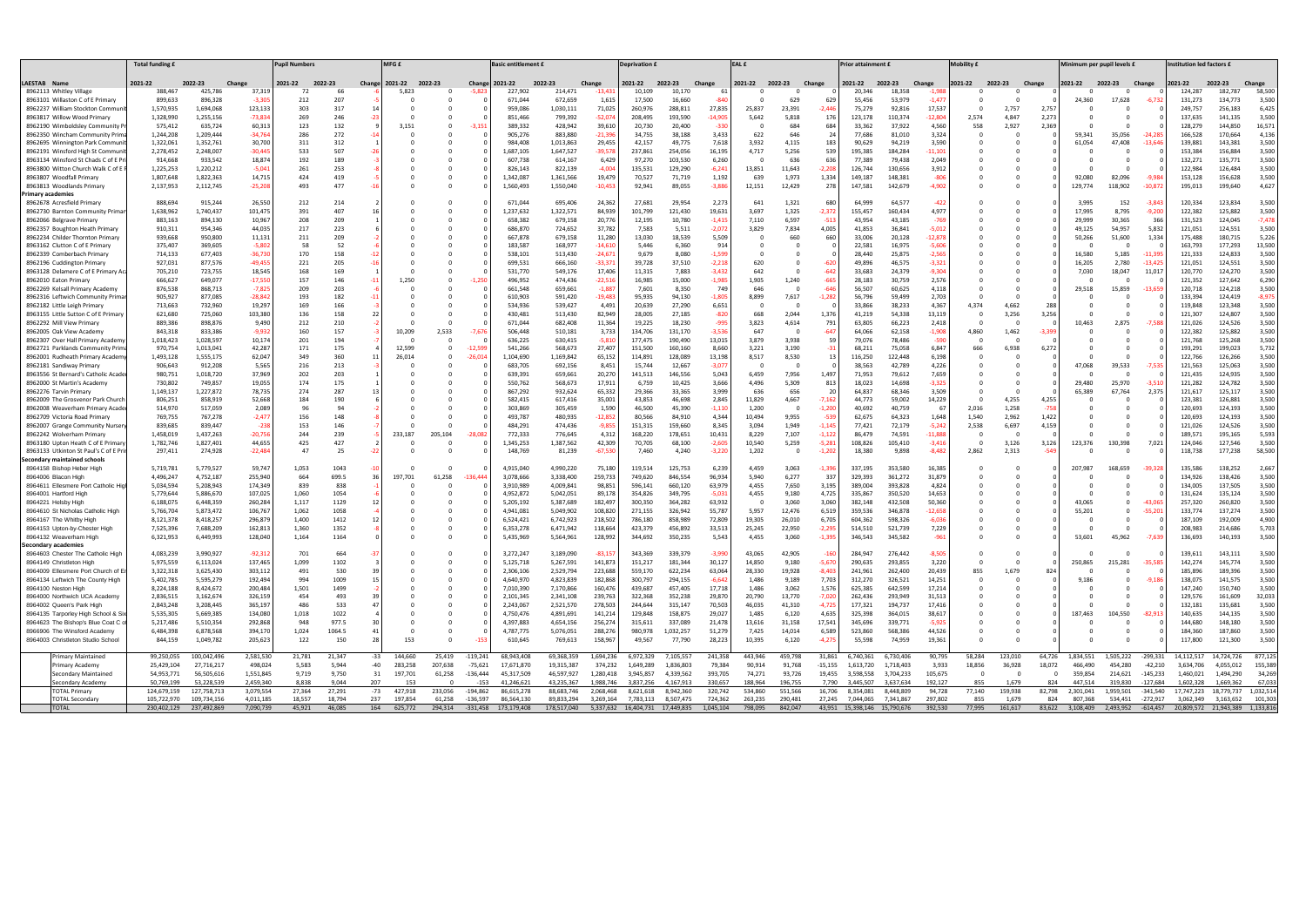| | | Total funding £ | | | Pupil Numbers | | | MFG £ | | | Basic entitlement £ | | | Deprivation £ | | | EAL £ | | | Prior attainment £ | | | Mobility £ | | | Minimum per pupil levels £ | | | Institution led factors £ | | |
|---|---|---|---|---|---|---|---|---|---|---|---|---|---|---|---|---|---|---|---|---|---|---|---|---|---|---|---|---|---|---|---|
| LAESTAB | Name | 2021-22 | 2022-23 | Change | 2021-22 | 2022-23 | Change | 2021-22 | 2022-23 | Change | 2021-22 | 2022-23 | Change | 2021-22 | 2022-23 | Change | 2021-22 | 2022-23 | Change | 2021-22 | 2022-23 | Change | 2021-22 | 2022-23 | Change | 2021-22 | 2022-23 | Change | 2021-22 | 2022-23 | Change |
| 8962113 | Whitley Village | 388,467 | 425,786 | 37,319 | 72 | 66 | -6 | 5,823 | 0 | -5,823 | 227,902 | 214,471 | -13,431 | 10,109 | 10,170 | 61 | 0 | 0 | 0 | 20,346 | 18,358 | -1,988 | 0 | 0 | 0 | 0 | 0 | 0 | 124,287 | 182,787 | 58,500 |
| 8963101 | Willaston C of E Primary | 899,633 | 896,328 | -3,305 | 212 | 207 | -5 | 0 | 0 | 0 | 671,044 | 672,659 | 1,615 | 17,500 | 16,660 | -840 | 0 | 629 | 629 | 55,456 | 53,979 | -1,477 | 0 | 0 | 0 | 24,360 | 17,628 | -6,732 | 131,273 | 134,773 | 3,500 |
| 8962237 | William Stockton Communit | 1,570,935 | 1,694,068 | 123,133 | 303 | 317 | 14 | 0 | 0 | 0 | 959,086 | 1,030,111 | 71,025 | 260,976 | 288,811 | 27,835 | 25,837 | 23,391 | -2,446 | 75,279 | 92,816 | 17,537 | 0 | 2,757 | 2,757 | 0 | 0 | 0 | 249,757 | 256,183 | 6,425 |
| 8963817 | Willow Wood Primary | 1,328,990 | 1,255,156 | -73,834 | 269 | 246 | -23 | 0 | 0 | 0 | 851,466 | 799,392 | -52,074 | 208,495 | 193,590 | -14,905 | 5,642 | 5,818 | 176 | 123,178 | 110,374 | -12,804 | 2,574 | 4,847 | 2,273 | 0 | 0 | 0 | 137,635 | 141,135 | 3,500 |
| 8962190 | Wimboldsley Community P | 575,412 | 635,724 | 60,313 | 123 | 132 | 9 | 3,151 | 0 | -3,151 | 389,332 | 428,942 | 39,610 | 20,730 | 20,400 | -330 | 0 | 684 | 684 | 33,362 | 37,922 | 4,560 | 558 | 2,927 | 2,369 | 0 | 0 | 0 | 128,279 | 144,850 | 16,571 |
| 8962350 | Wincham Community Prima | 1,244,208 | 1,209,444 | -34,764 | 286 | 272 | -14 | 0 | 0 | 0 | 905,276 | 883,880 | -21,396 | 34,755 | 38,188 | 3,433 | 622 | 646 | 24 | 77,686 | 81,010 | 3,324 | 0 | 0 | 0 | 59,341 | 35,056 | -24,285 | 166,528 | 170,664 | 4,136 |
| 8962695 | Winnington Park Communit | 1,322,061 | 1,352,761 | 30,700 | 311 | 312 | 1 | 0 | 0 | 0 | 984,408 | 1,013,863 | 29,455 | 42,157 | 49,775 | 7,618 | 3,932 | 4,115 | 183 | 90,629 | 94,219 | 3,590 | 0 | 0 | 0 | 61,054 | 47,408 | -13,646 | 139,881 | 143,381 | 3,500 |
| 8962191 | Winsford High St Communit | 2,278,452 | 2,248,007 | -30,445 | 533 | 507 | -26 | 0 | 0 | 0 | 1,687,105 | 1,647,527 | -39,578 | 237,861 | 254,056 | 16,195 | 4,717 | 5,256 | 539 | 195,385 | 184,284 | -11,101 | 0 | 0 | 0 | 0 | 0 | 0 | 153,384 | 156,884 | 3,500 |
| 8963134 | Winsford St Chads C of E Pri | 914,668 | 933,542 | 18,874 | 192 | 189 | -3 | 0 | 0 | 0 | 607,738 | 614,167 | 6,429 | 97,270 | 103,530 | 6,260 | 0 | 636 | 636 | 77,389 | 79,438 | 2,049 | 0 | 0 | 0 | 0 | 0 | 0 | 132,271 | 135,771 | 3,500 |
| 8963800 | Wistaston Church Walk C of E | 1,225,253 | 1,220,212 | -5,041 | 261 | 253 | -8 | 0 | 0 | 0 | 826,143 | 822,139 | -4,004 | 135,531 | 129,290 | -6,241 | 13,851 | 11,643 | -2,208 | 126,744 | 130,656 | 3,912 | 0 | 0 | 0 | 0 | 0 | 0 | 122,984 | 126,484 | 3,500 |
| 8963807 | Woodfall Primary | 1,807,648 | 1,822,363 | 14,715 | 424 | 419 | -5 | 0 | 0 | 0 | 1,342,087 | 1,361,566 | 19,479 | 70,527 | 71,719 | 1,192 | 639 | 1,973 | 1,334 | 149,187 | 148,381 | -806 | 0 | 0 | 0 | 92,080 | 82,096 | -9,984 | 153,128 | 156,628 | 3,500 |
| 8963813 | Woodlands Primary | 2,137,953 | 2,112,745 | -25,208 | 493 | 477 | -16 | 0 | 0 | 0 | 1,560,493 | 1,550,040 | -10,453 | 92,941 | 89,055 | -3,886 | 12,151 | 12,429 | 278 | 147,581 | 142,679 | -4,902 | 0 | 0 | 0 | 129,774 | 118,902 | -10,872 | 195,013 | 199,640 | 4,627 |
| **Primary academies** | | | | | | | | | | | | | | | | | | | | | | | | | | | | | | | |
| 8962678 | Acresfield Primary | 888,694 | 915,244 | 26,550 | 212 | 214 | 2 | 0 | 0 | 0 | 671,044 | 695,406 | 24,362 | 27,681 | 29,954 | 2,273 | 641 | 1,321 | 680 | 64,999 | 64,577 | -422 | 0 | 0 | 0 | 3,995 | 152 | -3,843 | 120,334 | 123,834 | 3,500 |
| 8962730 | Barnton Community Primar | 1,638,962 | 1,740,437 | 101,475 | 391 | 407 | 16 | 0 | 0 | 0 | 1,237,632 | 1,322,571 | 84,939 | 101,799 | 121,430 | 19,631 | 3,697 | 1,325 | -2,372 | 155,457 | 160,434 | 4,977 | 0 | 0 | 0 | 17,995 | 8,795 | -9,200 | 122,382 | 125,882 | 3,500 |
| 8962066 | Belgrave Primary | 883,163 | 894,130 | 10,967 | 208 | 209 | 1 | 0 | 0 | 0 | 658,382 | 679,158 | 20,776 | 12,195 | 10,780 | -1,415 | 7,110 | 6,597 | -513 | 43,954 | 43,185 | -769 | 0 | 0 | 0 | 29,999 | 30,365 | 366 | 131,523 | 124,045 | -7,478 |
| 8962357 | Boughton Heath Primary | 910,311 | 954,346 | 44,035 | 217 | 223 | 6 | 0 | 0 | 0 | 686,870 | 724,652 | 37,782 | 7,583 | 5,511 | -2,072 | 3,829 | 7,834 | 4,005 | 41,853 | 36,841 | -5,012 | 0 | 0 | 0 | 49,125 | 54,957 | 5,832 | 121,051 | 124,551 | 3,500 |
| 8962234 | Childer Thornton Primary | 939,668 | 950,800 | 11,131 | 211 | 209 | -2 | 0 | 0 | 0 | 667,878 | 679,158 | 11,280 | 13,030 | 18,539 | 5,509 | 0 | 660 | 660 | 33,006 | 20,128 | -12,878 | 0 | 0 | 0 | 50,266 | 51,600 | 1,334 | 175,488 | 180,715 | 5,226 |
| 8963162 | Clutton C of E Primary | 375,407 | 369,605 | -5,802 | 58 | 52 | -6 | 0 | 0 | 0 | 183,587 | 168,977 | -14,610 | 5,446 | 6,360 | 914 | 0 | 0 | 0 | 22,581 | 16,975 | -5,606 | 0 | 0 | 0 | 0 | 0 | 0 | 163,793 | 177,293 | 13,500 |
| 8962339 | Comberbach Primary | 714,133 | 677,403 | -36,730 | 170 | 158 | -12 | 0 | 0 | 0 | 538,101 | 513,430 | -24,671 | 9,679 | 8,080 | -1,599 | 0 | 0 | 0 | 28,440 | 25,875 | -2,565 | 0 | 0 | 0 | 16,580 | 5,185 | -11,395 | 121,333 | 124,833 | 3,500 |
| 8962196 | Cuddington Primary | 927,031 | 877,576 | -49,455 | 221 | 205 | -16 | 0 | 0 | 0 | 699,531 | 666,160 | -33,371 | 39,728 | 37,510 | -2,218 | 620 | 0 | -620 | 49,896 | 46,575 | -3,321 | 0 | 0 | 0 | 16,205 | 2,780 | -13,425 | 121,051 | 124,551 | 3,500 |
| 8963128 | Delamere C of E Primary Ac | 705,210 | 723,755 | 18,545 | 168 | 169 | 1 | 0 | 0 | 0 | 531,770 | 549,176 | 17,406 | 11,315 | 7,883 | -3,432 | 642 | 0 | -642 | 33,683 | 24,379 | -9,304 | 0 | 0 | 0 | 7,030 | 18,047 | 11,017 | 120,770 | 124,270 | 3,500 |
| 8962010 | Eaton Primary | 666,627 | 649,077 | -17,550 | 157 | 146 | -11 | 1,250 | 0 | -1,250 | 496,952 | 474,436 | -22,516 | 16,985 | 15,000 | -1,985 | 1,905 | 1,240 | -665 | 28,183 | 30,759 | 2,576 | 0 | 0 | 0 | 0 | 0 | 0 | 121,352 | 127,642 | 6,290 |
| 8962269 | Kelsall Primary Academy | 876,538 | 868,713 | -7,825 | 209 | 203 | -6 | 0 | 0 | 0 | 661,548 | 659,661 | -1,887 | 7,601 | 8,350 | 749 | 646 | 0 | -646 | 56,507 | 60,625 | 4,118 | 0 | 0 | 0 | 29,518 | 15,859 | -13,659 | 120,718 | 124,218 | 3,500 |
| 8962316 | Leftwich Community Primar | 905,927 | 877,085 | -28,842 | 193 | 182 | -11 | 0 | 0 | 0 | 610,903 | 591,420 | -19,483 | 95,935 | 94,130 | -1,805 | 8,899 | 7,617 | -1,282 | 56,796 | 59,499 | 2,703 | 0 | 0 | 0 | 0 | 0 | 0 | 133,394 | 124,419 | -8,975 |
| 8962182 | Little Leigh Primary | 713,663 | 732,960 | 19,297 | 169 | 166 | -3 | 0 | 0 | 0 | 534,936 | 539,427 | 4,491 | 20,639 | 27,290 | 6,651 | 0 | 0 | 0 | 33,866 | 38,233 | 4,367 | 4,374 | 4,662 | 288 | 0 | 0 | 0 | 119,848 | 123,348 | 3,500 |
| 8963155 | Little Sutton C of E Primary | 621,680 | 725,060 | 103,380 | 136 | 158 | 22 | 0 | 0 | 0 | 430,481 | 513,430 | 82,949 | 28,005 | 27,185 | -820 | 668 | 2,044 | 1,376 | 41,219 | 54,338 | 13,119 | 0 | 3,256 | 3,256 | 0 | 0 | 0 | 121,307 | 124,807 | 3,500 |
| 8962292 | Mill View Primary | 889,386 | 898,876 | 9,490 | 212 | 210 | -2 | 0 | 0 | 0 | 671,044 | 682,408 | 11,364 | 19,225 | 18,230 | -995 | 3,823 | 4,614 | 791 | 63,805 | 66,223 | 2,418 | 0 | 0 | 0 | 10,463 | 2,875 | -7,588 | 121,026 | 124,526 | 3,500 |
| 8962005 | Oak View Academy | 843,318 | 833,386 | -9,932 | 160 | 157 | -3 | 10,209 | 2,533 | -7,676 | 506,448 | 510,181 | 3,733 | 134,706 | 131,170 | -3,536 | 647 | 0 | -647 | 64,066 | 62,158 | -1,908 | 4,860 | 1,462 | -3,399 | 0 | 0 | 0 | 122,382 | 125,882 | 3,500 |
| 8962307 | Over Hall Primary Academy | 1,018,423 | 1,028,597 | 10,174 | 201 | 194 | -7 | 0 | 0 | 0 | 636,225 | 630,415 | -5,810 | 177,475 | 190,490 | 13,015 | 3,879 | 3,938 | 59 | 79,076 | 78,486 | -590 | 0 | 0 | 0 | 0 | 0 | 0 | 121,768 | 125,268 | 3,500 |
| 8962721 | Parklands Community Prima | 970,754 | 1,013,041 | 42,287 | 171 | 175 | 4 | 12,599 | 0 | -12,599 | 541,266 | 568,673 | 27,407 | 151,500 | 160,160 | 8,660 | 3,221 | 3,190 | -31 | 68,211 | 75,058 | 6,847 | 666 | 6,938 | 6,272 | 0 | 0 | 0 | 193,291 | 199,023 | 5,732 |
| 8962001 | Rudheath Primary Academy | 1,493,128 | 1,555,175 | 62,047 | 349 | 360 | 11 | 26,014 | 0 | -26,014 | 1,104,690 | 1,169,842 | 65,152 | 114,891 | 128,089 | 13,198 | 8,517 | 8,530 | 13 | 116,250 | 122,448 | 6,198 | 0 | 0 | 0 | 0 | 0 | 0 | 122,766 | 126,266 | 3,500 |
| 8962181 | Sandiway Primary | 906,643 | 912,208 | 5,565 | 216 | 213 | -3 | 0 | 0 | 0 | 683,705 | 692,156 | 8,451 | 15,744 | 12,667 | -3,077 | 0 | 0 | 0 | 38,563 | 42,789 | 4,226 | 0 | 0 | 0 | 47,068 | 39,533 | -7,535 | 121,563 | 125,063 | 3,500 |
| 8963556 | St Bernard's Catholic Acade | 980,751 | 1,018,720 | 37,969 | 202 | 203 | 1 | 0 | 0 | 0 | 639,391 | 659,661 | 20,270 | 141,513 | 146,556 | 5,043 | 6,459 | 7,956 | 1,497 | 71,953 | 79,612 | 7,659 | 0 | 0 | 0 | 0 | 0 | 0 | 121,435 | 124,935 | 3,500 |
| 8962000 | St Martin's Academy | 730,802 | 749,857 | 19,055 | 174 | 175 | 1 | 0 | 0 | 0 | 550,762 | 568,673 | 17,911 | 6,759 | 10,425 | 3,666 | 4,496 | 5,309 | 813 | 18,023 | 14,698 | -3,325 | 0 | 0 | 0 | 29,480 | 25,970 | -3,510 | 121,282 | 124,782 | 3,500 |
| 8962276 | Tarvin Primary | 1,149,137 | 1,227,872 | 78,735 | 274 | 287 | 13 | 0 | 0 | 0 | 867,292 | 932,624 | 65,332 | 29,366 | 33,365 | 3,999 | 636 | 656 | 20 | 64,837 | 68,346 | 3,509 | 0 | 0 | 0 | 65,389 | 67,764 | 2,375 | 121,617 | 125,117 | 3,500 |
| 8962009 | The Grosvenor Park Church | 806,251 | 858,919 | 52,668 | 184 | 190 | 6 | 0 | 0 | 0 | 582,415 | 617,416 | 35,001 | 43,853 | 46,698 | 2,845 | 11,829 | 4,667 | -7,162 | 44,773 | 59,002 | 14,229 | 0 | 4,255 | 4,255 | 0 | 0 | 0 | 123,381 | 126,881 | 3,500 |
| 8962008 | Weaverham Primary Acade | 514,970 | 517,059 | 2,089 | 96 | 94 | -2 | 0 | 0 | 0 | 303,869 | 305,459 | 1,590 | 46,500 | 45,390 | -1,110 | 1,200 | 0 | -1,200 | 40,692 | 40,759 | 67 | 2,016 | 1,258 | -758 | 0 | 0 | 0 | 120,693 | 124,193 | 3,500 |
| 8962709 | Victoria Road Primary | 769,755 | 767,278 | -2,477 | 156 | 148 | -8 | 0 | 0 | 0 | 493,787 | 480,935 | -12,852 | 80,566 | 84,910 | 4,344 | 10,494 | 9,955 | -539 | 62,675 | 64,323 | 1,648 | 1,540 | 2,962 | 1,422 | 0 | 0 | 0 | 120,693 | 124,193 | 3,500 |
| 8962007 | Grange Community Nursery | 839,685 | 839,447 | -238 | 153 | 146 | -7 | 0 | 0 | 0 | 484,291 | 474,436 | -9,855 | 151,315 | 159,660 | 8,345 | 3,094 | 1,949 | -1,145 | 77,421 | 72,179 | -5,242 | 2,538 | 6,697 | 4,159 | 0 | 0 | 0 | 121,026 | 124,526 | 3,500 |
| 8962242 | Wolverham Primary | 1,458,019 | 1,437,263 | -20,756 | 244 | 239 | -5 | 233,187 | 205,104 | -28,082 | 772,333 | 776,645 | 4,312 | 168,220 | 178,651 | 10,431 | 8,229 | 7,107 | -1,122 | 86,479 | 74,591 | -11,888 | 0 | 0 | 0 | 0 | 0 | 0 | 189,571 | 195,165 | 5,593 |
| 8963180 | Upton Heath C of E Primary | 1,782,746 | 1,827,401 | 44,655 | 425 | 427 | 2 | 0 | 0 | 0 | 1,345,253 | 1,387,562 | 42,309 | 70,705 | 68,100 | -2,605 | 10,540 | 5,259 | -5,281 | 108,826 | 105,410 | -3,416 | 0 | 3,126 | 3,126 | 123,376 | 130,398 | 7,021 | 124,046 | 127,546 | 3,500 |
| 8963133 | Utkinton St Paul's C of E Pri | 297,411 | 274,928 | -22,484 | 47 | 25 | -22 | 0 | 0 | 0 | 148,769 | 81,239 | -67,530 | 7,460 | 4,240 | -3,220 | 1,202 | 0 | -1,202 | 18,380 | 9,898 | -8,482 | 2,862 | 2,313 | -549 | 0 | 0 | 0 | 118,738 | 177,238 | 58,500 |
| **Secondary maintained schools** | | | | | | | | | | | | | | | | | | | | | | | | | | | | | | | |
| 8964158 | Bishop Heber High | 5,719,781 | 5,779,527 | 59,747 | 1,053 | 1043 | -10 | 0 | 0 | 0 | 4,915,040 | 4,990,220 | 75,180 | 119,514 | 125,753 | 6,239 | 4,459 | 3,063 | -1,396 | 337,195 | 353,580 | 16,385 | 0 | 0 | 0 | 207,987 | 168,659 | -39,328 | 135,586 | 138,252 | 2,667 |
| 8964006 | Blacon High | 4,496,247 | 4,752,187 | 255,940 | 664 | 699.5 | 36 | 197,701 | 61,258 | -136,444 | 3,078,666 | 3,338,400 | 259,733 | 749,620 | 846,554 | 96,934 | 5,940 | 6,277 | 337 | 329,393 | 361,272 | 31,879 | 0 | 0 | 0 | 0 | 0 | 0 | 134,926 | 138,426 | 3,500 |
| 8964611 | Ellesmere Port Catholic Hig | 5,034,594 | 5,208,943 | 174,349 | 839 | 838 | -1 | 0 | 0 | 0 | 3,910,989 | 4,009,841 | 98,851 | 596,141 | 660,120 | 63,979 | 4,455 | 7,650 | 3,195 | 389,004 | 393,828 | 4,824 | 0 | 0 | 0 | 0 | 0 | 0 | 134,005 | 137,505 | 3,500 |
| 8964001 | Hartford High | 5,779,644 | 5,886,670 | 107,025 | 1,060 | 1054 | -6 | 0 | 0 | 0 | 4,952,872 | 5,042,051 | 89,178 | 354,826 | 349,795 | -5,031 | 4,455 | 9,180 | 4,725 | 335,867 | 350,520 | 14,653 | 0 | 0 | 0 | 0 | 0 | 0 | 131,624 | 135,124 | 3,500 |
| 8964221 | Helsby High | 6,188,075 | 6,448,359 | 260,284 | 1,117 | 1129 | 12 | 0 | 0 | 0 | 5,205,192 | 5,387,689 | 182,497 | 300,350 | 364,282 | 63,932 | 0 | 3,060 | 3,060 | 382,148 | 432,508 | 50,360 | 0 | 0 | 0 | 43,065 | 0 | -43,065 | 257,320 | 260,820 | 3,500 |
| 8964610 | St Nicholas Catholic High | 5,766,704 | 5,873,472 | 106,767 | 1,062 | 1058 | -4 | 0 | 0 | 0 | 4,941,081 | 5,049,902 | 108,820 | 271,155 | 326,942 | 55,787 | 5,957 | 12,476 | 6,519 | 359,536 | 346,878 | -12,658 | 0 | 0 | 0 | 55,201 | 0 | -55,201 | 133,774 | 137,274 | 3,500 |
| 8964167 | The Whitby High | 8,121,378 | 8,418,257 | 296,879 | 1,400 | 1412 | 12 | 0 | 0 | 0 | 6,524,421 | 6,742,923 | 218,502 | 786,180 | 858,989 | 72,809 | 19,305 | 26,010 | 6,705 | 604,362 | 598,326 | -6,036 | 0 | 0 | 0 | 0 | 0 | 0 | 187,109 | 192,009 | 4,900 |
| 8964153 | Upton-by-Chester High | 7,525,396 | 7,688,209 | 162,813 | 1,360 | 1352 | -8 | 0 | 0 | 0 | 6,353,278 | 6,471,942 | 118,664 | 423,379 | 456,892 | 33,513 | 25,245 | 22,950 | -2,295 | 514,510 | 521,739 | 7,229 | 0 | 0 | 0 | 0 | 0 | 0 | 208,983 | 214,686 | 5,703 |
| 8964132 | Weaverham High | 6,321,953 | 6,449,993 | 128,040 | 1,164 | 1164 | 0 | 0 | 0 | 0 | 5,435,969 | 5,564,961 | 128,992 | 344,692 | 350,235 | 5,543 | 4,455 | 3,060 | -1,395 | 346,543 | 345,582 | -961 | 0 | 0 | 0 | 53,601 | 45,962 | -7,639 | 136,693 | 140,193 | 3,500 |
| **Secondary academies** | | | | | | | | | | | | | | | | | | | | | | | | | | | | | | | |
| 8964603 | Chester The Catholic High | 4,083,239 | 3,990,927 | -92,312 | 701 | 664 | -37 | 0 | 0 | 0 | 3,272,247 | 3,189,090 | -83,157 | 343,369 | 339,379 | -3,990 | 43,065 | 42,905 | -160 | 284,947 | 276,442 | -8,505 | 0 | 0 | 0 | 0 | 0 | 0 | 139,611 | 143,111 | 3,500 |
| 8964149 | Christleton High | 5,975,559 | 6,113,024 | 137,465 | 1,099 | 1102 | 3 | 0 | 0 | 0 | 5,125,718 | 5,267,591 | 141,873 | 151,217 | 181,344 | 30,127 | 14,850 | 9,180 | -5,670 | 290,635 | 293,855 | 3,220 | 0 | 0 | 0 | 250,865 | 215,281 | -35,585 | 142,274 | 145,774 | 3,500 |
| 8964009 | Ellesmere Port Church of E | 3,322,318 | 3,625,430 | 303,112 | 491 | 530 | 39 | 0 | 0 | 0 | 2,306,106 | 2,529,794 | 223,688 | 559,170 | 622,234 | 63,064 | 28,330 | 19,928 | -8,403 | 241,961 | 262,400 | 20,439 | 855 | 1,679 | 824 | 0 | 0 | 0 | 185,896 | 189,396 | 3,500 |
| 8964134 | Leftwich The County High | 5,402,785 | 5,595,279 | 192,494 | 994 | 1009 | 15 | 0 | 0 | 0 | 4,640,970 | 4,823,839 | 182,868 | 300,797 | 294,155 | -6,642 | 1,486 | 9,189 | 7,703 | 312,270 | 326,521 | 14,251 | 0 | 0 | 0 | 9,186 | 0 | -9,186 | 138,075 | 141,575 | 3,500 |
| 8964100 | Neston High | 8,224,188 | 8,424,672 | 200,484 | 1,501 | 1499 | -2 | 0 | 0 | 0 | 7,010,390 | 7,170,866 | 160,476 | 439,687 | 457,405 | 17,718 | 1,486 | 3,062 | 1,576 | 625,385 | 642,599 | 17,214 | 0 | 0 | 0 | 0 | 0 | 0 | 147,240 | 150,740 | 3,500 |
| 8964000 | Northwich UCA Academy | 2,836,515 | 3,162,674 | 326,159 | 454 | 493 | 39 | 0 | 0 | 0 | 2,101,345 | 2,341,108 | 239,763 | 322,368 | 352,238 | 29,870 | 20,790 | 13,770 | -7,020 | 262,436 | 293,949 | 31,513 | 0 | 0 | 0 | 0 | 0 | 0 | 129,576 | 161,609 | 32,033 |
| 8964002 | Queen's Park High | 2,843,248 | 3,208,445 | 365,197 | 486 | 533 | 47 | 0 | 0 | 0 | 2,243,067 | 2,521,570 | 278,503 | 244,644 | 315,147 | 70,503 | 46,035 | 41,310 | -4,725 | 177,321 | 194,737 | 17,416 | 0 | 0 | 0 | 0 | 0 | 0 | 132,181 | 135,681 | 3,500 |
| 8964135 | Tarporley High School & Six | 5,535,305 | 5,669,385 | 134,080 | 1,018 | 1022 | 4 | 0 | 0 | 0 | 4,750,476 | 4,891,691 | 141,214 | 129,848 | 158,875 | 29,027 | 1,485 | 6,120 | 4,635 | 325,398 | 364,015 | 38,617 | 0 | 0 | 0 | 187,463 | 104,550 | -82,913 | 140,635 | 144,135 | 3,500 |
| 8964623 | The Bishops' Blue Coat C o | 5,217,486 | 5,510,354 | 292,868 | 948 | 977.5 | 30 | 0 | 0 | 0 | 4,397,883 | 4,654,156 | 256,274 | 315,611 | 337,089 | 21,478 | 13,616 | 31,158 | 17,541 | 345,696 | 339,771 | -5,925 | 0 | 0 | 0 | 0 | 0 | 0 | 144,680 | 148,180 | 3,500 |
| 8966906 | The Winsford Academy | 6,484,398 | 6,878,568 | 394,170 | 1,024 | 1064.5 | 41 | 0 | 0 | 0 | 4,787,775 | 5,076,051 | 288,276 | 980,978 | 1,032,257 | 51,279 | 7,425 | 14,014 | 6,589 | 523,860 | 568,386 | 44,526 | 0 | 0 | 0 | 0 | 0 | 0 | 184,360 | 187,860 | 3,500 |
| 8964003 | Christleton Studio School | 844,159 | 1,049,782 | 205,623 | 122 | 150 | 28 | 153 | 0 | -153 | 610,645 | 769,613 | 158,967 | 49,567 | 77,790 | 28,223 | 10,395 | 6,120 | -4,275 | 55,598 | 74,959 | 19,361 | 0 | 0 | 0 | 0 | 0 | 0 | 117,800 | 121,300 | 3,500 |
| | Primary Maintained | 99,250,055 | 100,442,496 | 2,581,530 | 21,781 | 21,347 | -33 | 144,660 | 25,419 | -119,241 | 68,943,408 | 69,368,359 | 1,694,236 | 6,972,329 | 7,105,557 | 241,358 | 443,946 | 459,798 | 31,861 | 6,740,361 | 6,730,406 | 90,795 | 58,284 | 123,010 | 64,726 | 1,834,551 | 1,505,222 | -299,331 | 14,112,517 | 14,724,726 | 877,125 |
| | Primary Academy | 25,429,104 | 27,716,217 | 498,024 | 5,583 | 5,944 | -40 | 283,258 | 207,638 | -75,621 | 17,671,870 | 19,315,387 | 374,232 | 1,649,289 | 1,836,803 | 79,384 | 90,914 | 91,768 | -15,155 | 1,613,720 | 1,718,403 | 3,933 | 18,856 | 36,928 | 18,072 | 466,490 | 454,280 | -42,210 | 3,634,706 | 4,055,012 | 155,389 |
| | Secondary Maintained | 54,953,771 | 56,505,616 | 1,551,845 | 9,719 | 9,750 | 31 | 197,701 | 61,258 | -136,444 | 45,317,509 | 46,597,927 | 1,280,418 | 3,945,857 | 4,339,562 | 393,705 | 74,271 | 93,726 | 19,455 | 3,598,558 | 3,704,233 | 105,675 | 0 | 0 | 0 | 359,854 | 214,621 | -145,233 | 1,460,021 | 1,494,290 | 34,269 |
| | Secondary Academy | 50,769,199 | 53,228,539 | 2,459,340 | 8,838 | 9,044 | 207 | 153 | 0 | -153 | 41,246,621 | 43,235,367 | 1,988,746 | 3,837,256 | 4,167,913 | 330,657 | 188,964 | 196,755 | 7,790 | 3,445,507 | 3,637,634 | 192,127 | 855 | 1,679 | 824 | 447,514 | 319,830 | -127,684 | 1,602,328 | 1,669,362 | 67,033 |
| | TOTAL Primary | 124,679,159 | 127,758,713 | 3,079,554 | 27,364 | 27,291 | -73 | 427,918 | 233,056 | -194,862 | 86,615,278 | 88,683,746 | 2,068,468 | 8,621,618 | 8,942,360 | 320,742 | 534,860 | 551,566 | 16,706 | 8,354,081 | 8,448,809 | 94,728 | 77,140 | 159,938 | 82,798 | 2,301,041 | 1,959,501 | -341,540 | 17,747,223 | 18,779,737 | 1,032,514 |
| | TOTAL Secondary | 105,722,970 | 109,734,156 | 4,011,185 | 18,557 | 18,794 | 237 | 197,854 | 61,258 | -136,597 | 86,564,130 | 89,833,294 | 3,269,164 | 7,783,113 | 8,507,475 | 724,362 | 263,235 | 290,481 | 27,245 | 7,044,065 | 7,341,867 | 297,802 | 855 | 1,679 | 824 | 807,368 | 534,451 | -272,917 | 3,062,349 | 3,163,652 | 101,303 |
| | TOTAL | 230,402,129 | 237,492,869 | 7,090,739 | 45,921 | 46,085 | 164 | 625,772 | 294,314 | -331,458 | 173,179,408 | 178,517,040 | 5,337,632 | 16,404,731 | 17,449,835 | 1,045,104 | 798,095 | 842,047 | 43,951 | 15,398,146 | 15,790,676 | 392,530 | 77,995 | 161,617 | 83,622 | 3,108,409 | 2,493,952 | -614,457 | 20,809,572 | 21,943,389 | 1,133,816 |